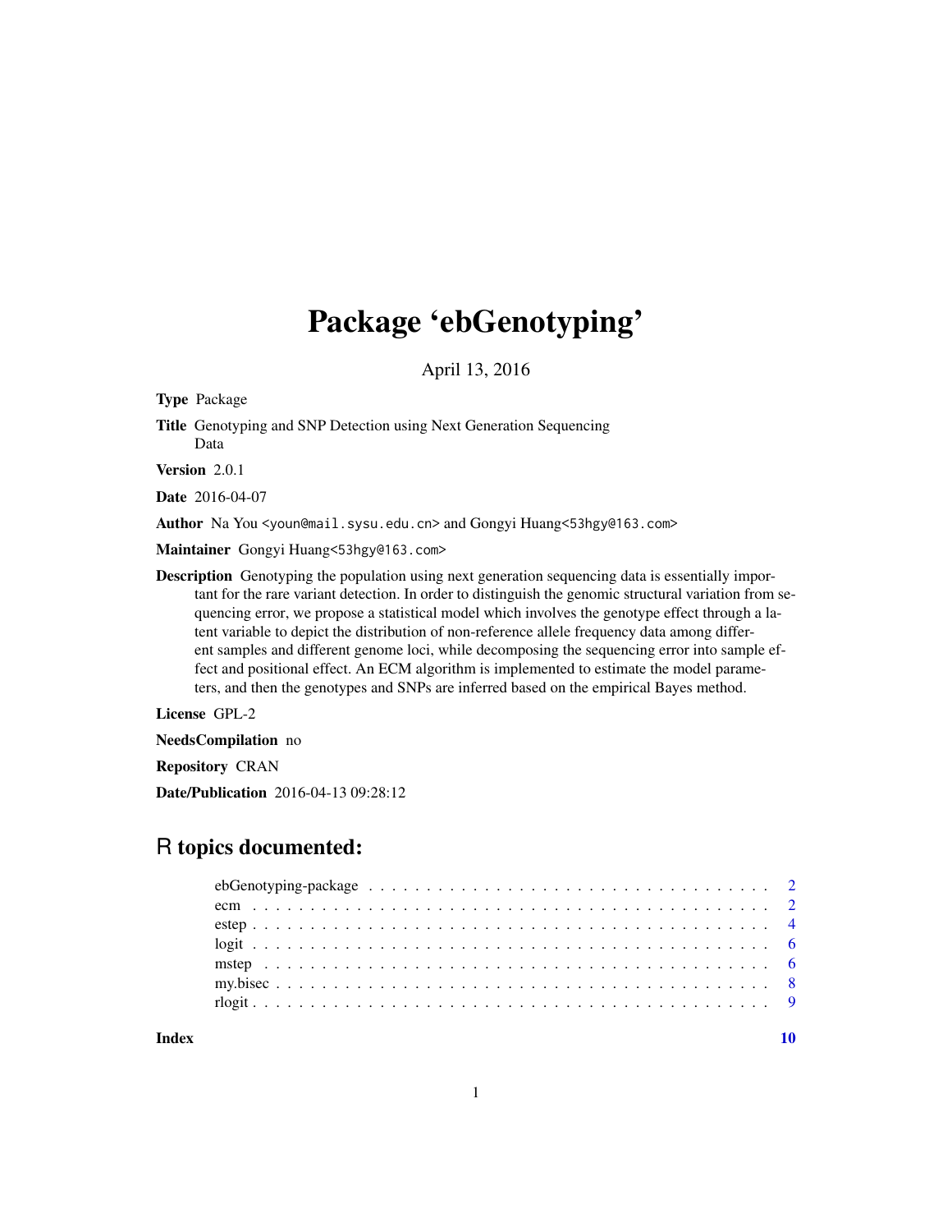# Package 'ebGenotyping'

April 13, 2016

**Type** Package

**Title** Genotyping and SNP Detection using Next Generation Sequencing Data

**Version** 2.0.1

**Date** 2016-04-07

**Author** Na You <youn@mail.sysu.edu.cn> and Gongyi Huang<53hgy@163.com>

**Maintainer** Gongyi Huang<53hgy@163.com>

**Description** Genotyping the population using next generation sequencing data is essentially important for the rare variant detection. In order to distinguish the genomic structural variation from sequencing error, we propose a statistical model which involves the genotype effect through a latent variable to depict the distribution of non-reference allele frequency data among different samples and different genome loci, while decomposing the sequencing error into sample effect and positional effect. An ECM algorithm is implemented to estimate the model parameters, and then the genotypes and SNPs are inferred based on the empirical Bayes method.

**License** GPL-2

**NeedsCompilation** no

**Repository** CRAN

**Date/Publication** 2016-04-13 09:28:12

## R topics documented:

| | |
|---|---|
| ebGenotyping-package | 2 |
| ecm | 2 |
| estep | 4 |
| logit | 6 |
| mstep | 6 |
| my.bisec | 8 |
| rlogit | 9 |
| **Index** | **10** |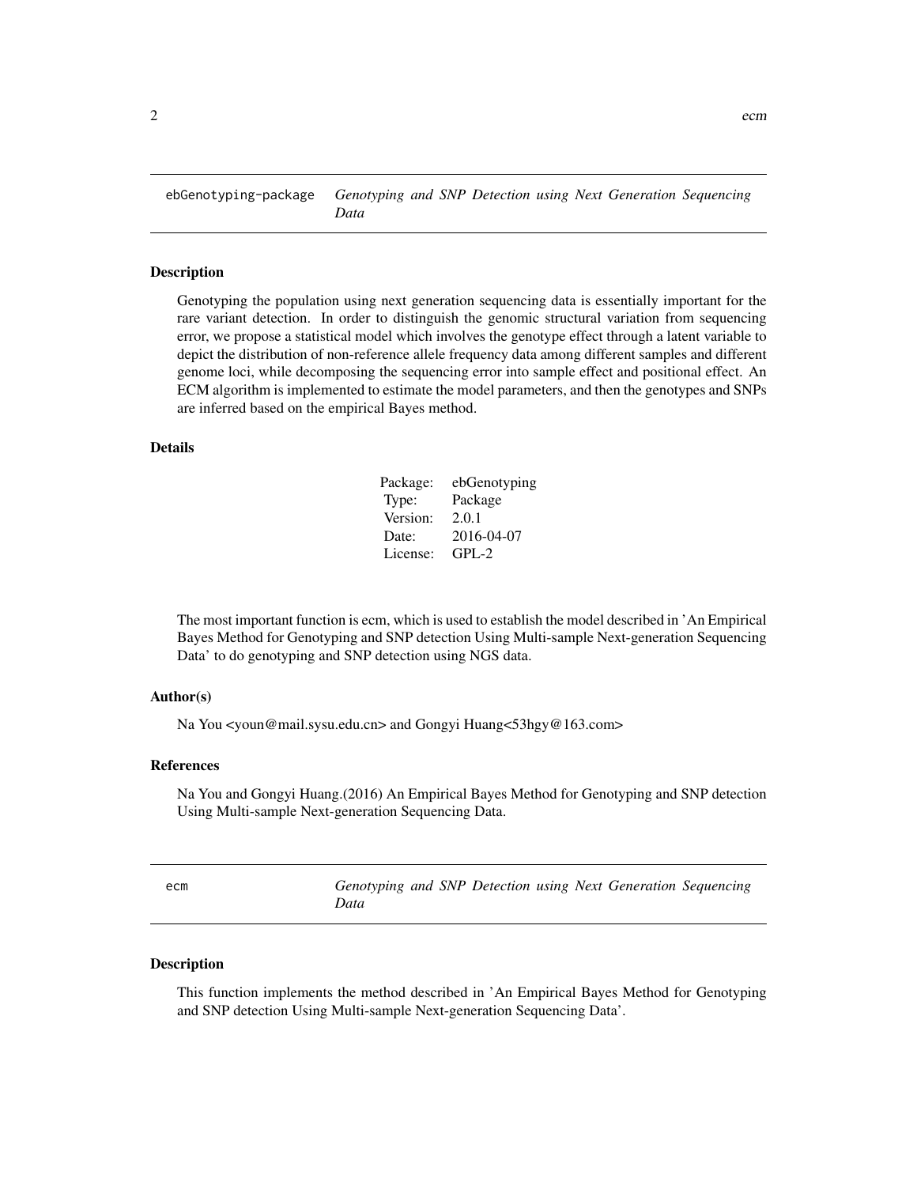## ebGenotyping-package *Genotyping and SNP Detection using Next Generation Sequencing Data*

### Description

Genotyping the population using next generation sequencing data is essentially important for the rare variant detection. In order to distinguish the genomic structural variation from sequencing error, we propose a statistical model which involves the genotype effect through a latent variable to depict the distribution of non-reference allele frequency data among different samples and different genome loci, while decomposing the sequencing error into sample effect and positional effect. An ECM algorithm is implemented to estimate the model parameters, and then the genotypes and SNPs are inferred based on the empirical Bayes method.

### Details

| | |
|---|---|
| Package: | ebGenotyping |
| Type: | Package |
| Version: | 2.0.1 |
| Date: | 2016-04-07 |
| License: | GPL-2 |

The most important function is ecm, which is used to establish the model described in 'An Empirical Bayes Method for Genotyping and SNP detection Using Multi-sample Next-generation Sequencing Data' to do genotyping and SNP detection using NGS data.

### Author(s)

Na You <youn@mail.sysu.edu.cn> and Gongyi Huang<53hgy@163.com>

### References

Na You and Gongyi Huang.(2016) An Empirical Bayes Method for Genotyping and SNP detection Using Multi-sample Next-generation Sequencing Data.

## ecm *Genotyping and SNP Detection using Next Generation Sequencing Data*

### Description

This function implements the method described in 'An Empirical Bayes Method for Genotyping and SNP detection Using Multi-sample Next-generation Sequencing Data'.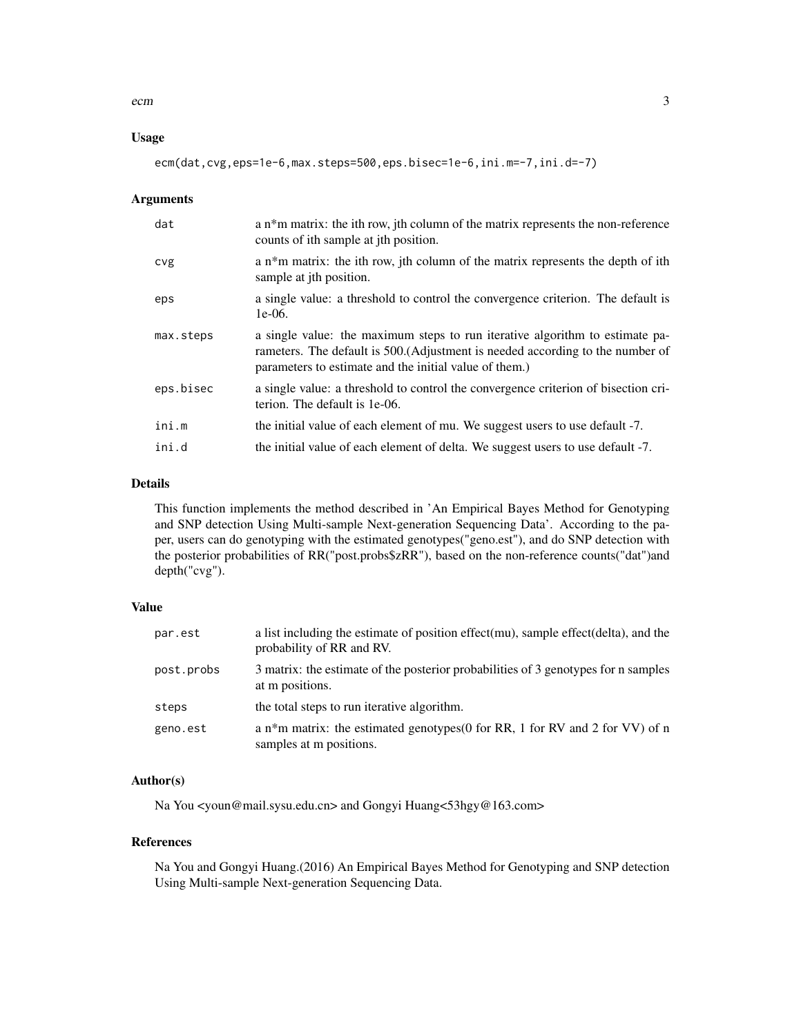### Usage

```
ecm(dat,cvg,eps=1e-6,max.steps=500,eps.bisec=1e-6,ini.m=-7,ini.d=-7)
```

### Arguments

| | |
|---|---|
| dat | a n*m matrix: the ith row, jth column of the matrix represents the non-reference counts of ith sample at jth position. |
| cvg | a n*m matrix: the ith row, jth column of the matrix represents the depth of ith sample at jth position. |
| eps | a single value: a threshold to control the convergence criterion. The default is 1e-06. |
| max.steps | a single value: the maximum steps to run iterative algorithm to estimate parameters. The default is 500.(Adjustment is needed according to the number of parameters to estimate and the initial value of them.) |
| eps.bisec | a single value: a threshold to control the convergence criterion of bisection criterion. The default is 1e-06. |
| ini.m | the initial value of each element of mu. We suggest users to use default -7. |
| ini.d | the initial value of each element of delta. We suggest users to use default -7. |

### Details

This function implements the method described in 'An Empirical Bayes Method for Genotyping and SNP detection Using Multi-sample Next-generation Sequencing Data'. According to the paper, users can do genotyping with the estimated genotypes("geno.est"), and do SNP detection with the posterior probabilities of RR("post.probs$zRR"), based on the non-reference counts("dat")and depth("cvg").

### Value

| | |
|---|---|
| par.est | a list including the estimate of position effect(mu), sample effect(delta), and the probability of RR and RV. |
| post.probs | 3 matrix: the estimate of the posterior probabilities of 3 genotypes for n samples at m positions. |
| steps | the total steps to run iterative algorithm. |
| geno.est | a n*m matrix: the estimated genotypes(0 for RR, 1 for RV and 2 for VV) of n samples at m positions. |

### Author(s)

Na You <youn@mail.sysu.edu.cn> and Gongyi Huang<53hgy@163.com>

### References

Na You and Gongyi Huang.(2016) An Empirical Bayes Method for Genotyping and SNP detection Using Multi-sample Next-generation Sequencing Data.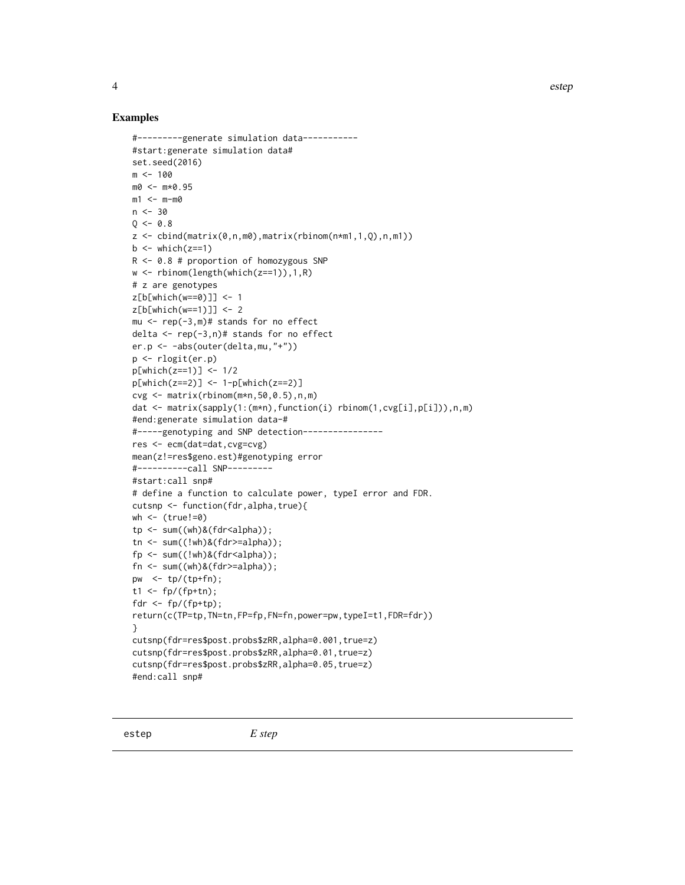## Examples

```
#---------generate simulation data-----------
#start:generate simulation data#
set.seed(2016)
m <- 100
m0 <- m*0.95
m1 <- m-m0
n <- 30
Q <- 0.8
z <- cbind(matrix(0,n,m0),matrix(rbinom(n*m1,1,Q),n,m1))
b <- which(z==1)
R <- 0.8 # proportion of homozygous SNP
w <- rbinom(length(which(z==1)),1,R)
# z are genotypes
z[b[which(w==0)]] <- 1
z[b[which(w==1)]] <- 2
mu <- rep(-3,m)# stands for no effect
delta <- rep(-3,n)# stands for no effect
er.p <- -abs(outer(delta,mu,"+"))
p <- rlogit(er.p)
p[which(z==1)] <- 1/2
p[which(z==2)] <- 1-p[which(z==2)]
cvg <- matrix(rbinom(m*n,50,0.5),n,m)
dat <- matrix(sapply(1:(m*n),function(i) rbinom(1,cvg[i],p[i])),n,m)
#end:generate simulation data-#
#-----genotyping and SNP detection----------------
res <- ecm(dat=dat,cvg=cvg)
mean(z!=res$geno.est)#genotyping error
#----------call SNP---------
#start:call snp#
# define a function to calculate power, typeI error and FDR.
cutsnp <- function(fdr,alpha,true){
wh <- (true!=0)
tp <- sum((wh)&(fdr<alpha));
tn <- sum((!wh)&(fdr>=alpha));
fp <- sum((!wh)&(fdr<alpha));
fn <- sum((wh)&(fdr>=alpha));
pw  <- tp/(tp+fn);
t1 <- fp/(fp+tn);
fdr <- fp/(fp+tp);
return(c(TP=tp,TN=tn,FP=fp,FN=fn,power=pw,typeI=t1,FDR=fdr))
}
cutsnp(fdr=res$post.probs$zRR,alpha=0.001,true=z)
cutsnp(fdr=res$post.probs$zRR,alpha=0.01,true=z)
cutsnp(fdr=res$post.probs$zRR,alpha=0.05,true=z)
#end:call snp#
```

---

estep    *E step*

---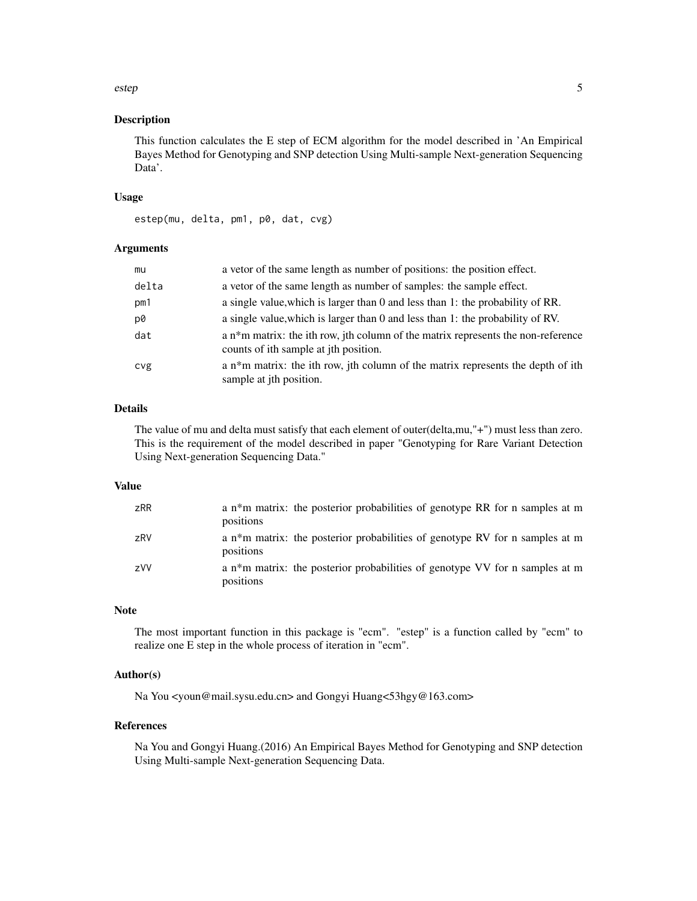### Description

This function calculates the E step of ECM algorithm for the model described in 'An Empirical Bayes Method for Genotyping and SNP detection Using Multi-sample Next-generation Sequencing Data'.

### Usage

```
estep(mu, delta, pm1, p0, dat, cvg)
```

### Arguments

| | |
|---|---|
| mu | a vetor of the same length as number of positions: the position effect. |
| delta | a vetor of the same length as number of samples: the sample effect. |
| pm1 | a single value,which is larger than 0 and less than 1: the probability of RR. |
| p0 | a single value,which is larger than 0 and less than 1: the probability of RV. |
| dat | a n*m matrix: the ith row, jth column of the matrix represents the non-reference counts of ith sample at jth position. |
| cvg | a n*m matrix: the ith row, jth column of the matrix represents the depth of ith sample at jth position. |

### Details

The value of mu and delta must satisfy that each element of outer(delta,mu,"+") must less than zero. This is the requirement of the model described in paper "Genotyping for Rare Variant Detection Using Next-generation Sequencing Data."

### Value

| | |
|---|---|
| zRR | a n*m matrix: the posterior probabilities of genotype RR for n samples at m positions |
| zRV | a n*m matrix: the posterior probabilities of genotype RV for n samples at m positions |
| zVV | a n*m matrix: the posterior probabilities of genotype VV for n samples at m positions |

### Note

The most important function in this package is "ecm". "estep" is a function called by "ecm" to realize one E step in the whole process of iteration in "ecm".

### Author(s)

Na You <youn@mail.sysu.edu.cn> and Gongyi Huang<53hgy@163.com>

### References

Na You and Gongyi Huang.(2016) An Empirical Bayes Method for Genotyping and SNP detection Using Multi-sample Next-generation Sequencing Data.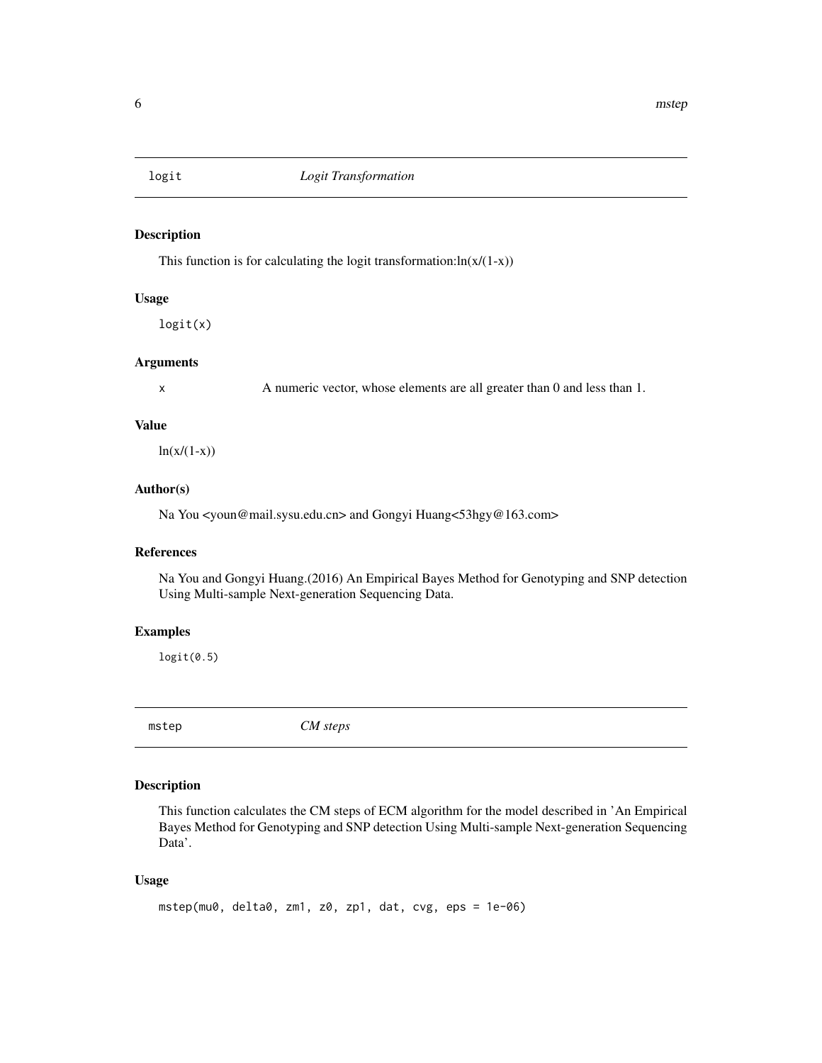## logit — *Logit Transformation*

### Description

This function is for calculating the logit transformation:ln(x/(1-x))

### Usage

```
logit(x)
```

### Arguments

| | |
|---|---|
| x | A numeric vector, whose elements are all greater than 0 and less than 1. |

### Value

ln(x/(1-x))

### Author(s)

Na You <youn@mail.sysu.edu.cn> and Gongyi Huang<53hgy@163.com>

### References

Na You and Gongyi Huang.(2016) An Empirical Bayes Method for Genotyping and SNP detection Using Multi-sample Next-generation Sequencing Data.

### Examples

```
logit(0.5)
```

## mstep — *CM steps*

### Description

This function calculates the CM steps of ECM algorithm for the model described in 'An Empirical Bayes Method for Genotyping and SNP detection Using Multi-sample Next-generation Sequencing Data'.

### Usage

```
mstep(mu0, delta0, zm1, z0, zp1, dat, cvg, eps = 1e-06)
```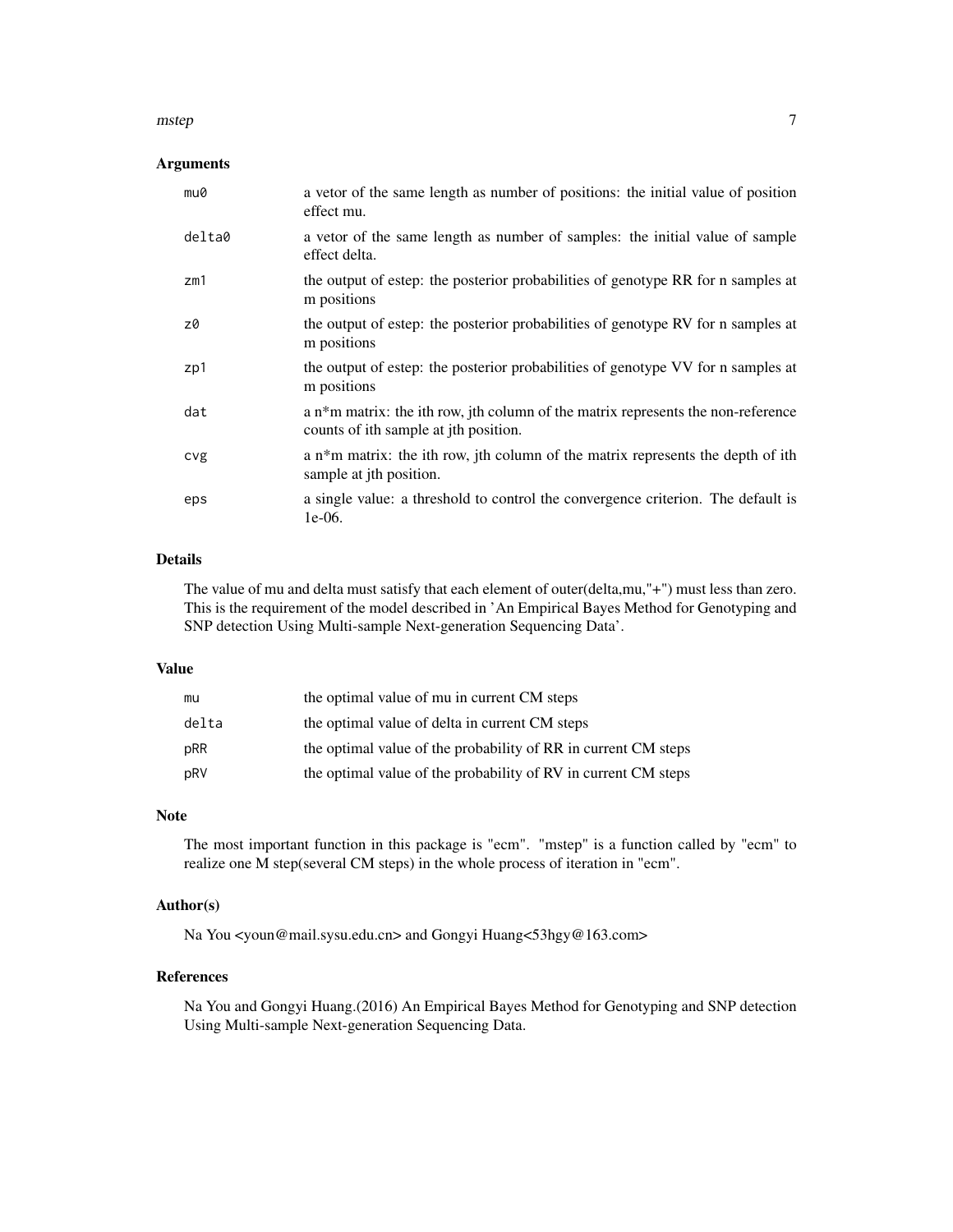### Arguments

| | |
|---|---|
| mu0 | a vetor of the same length as number of positions: the initial value of position effect mu. |
| delta0 | a vetor of the same length as number of samples: the initial value of sample effect delta. |
| zm1 | the output of estep: the posterior probabilities of genotype RR for n samples at m positions |
| z0 | the output of estep: the posterior probabilities of genotype RV for n samples at m positions |
| zp1 | the output of estep: the posterior probabilities of genotype VV for n samples at m positions |
| dat | a n*m matrix: the ith row, jth column of the matrix represents the non-reference counts of ith sample at jth position. |
| cvg | a n*m matrix: the ith row, jth column of the matrix represents the depth of ith sample at jth position. |
| eps | a single value: a threshold to control the convergence criterion. The default is 1e-06. |

### Details

The value of mu and delta must satisfy that each element of outer(delta,mu,"+") must less than zero. This is the requirement of the model described in 'An Empirical Bayes Method for Genotyping and SNP detection Using Multi-sample Next-generation Sequencing Data'.

### Value

| | |
|---|---|
| mu | the optimal value of mu in current CM steps |
| delta | the optimal value of delta in current CM steps |
| pRR | the optimal value of the probability of RR in current CM steps |
| pRV | the optimal value of the probability of RV in current CM steps |

### Note

The most important function in this package is "ecm". "mstep" is a function called by "ecm" to realize one M step(several CM steps) in the whole process of iteration in "ecm".

### Author(s)

Na You <youn@mail.sysu.edu.cn> and Gongyi Huang<53hgy@163.com>

### References

Na You and Gongyi Huang.(2016) An Empirical Bayes Method for Genotyping and SNP detection Using Multi-sample Next-generation Sequencing Data.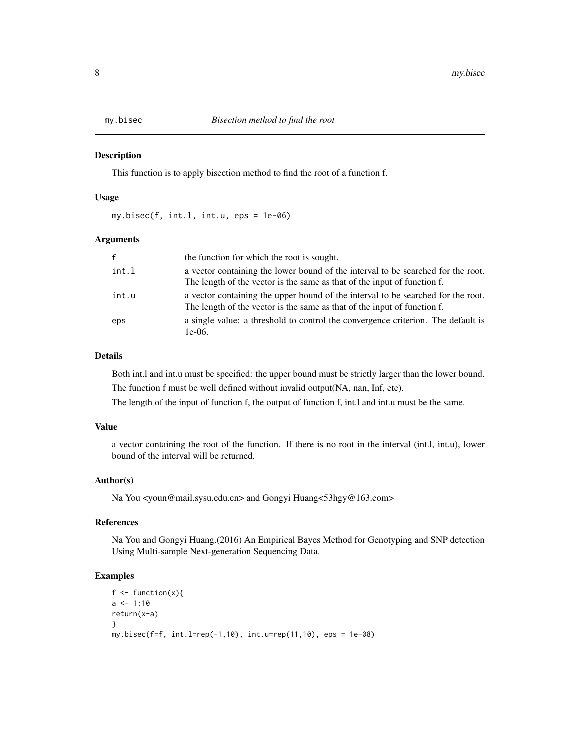# my.bisec — *Bisection method to find the root*

## Description

This function is to apply bisection method to find the root of a function f.

## Usage

```
my.bisec(f, int.l, int.u, eps = 1e-06)
```

## Arguments

| | |
|---|---|
| f | the function for which the root is sought. |
| int.l | a vector containing the lower bound of the interval to be searched for the root. The length of the vector is the same as that of the input of function f. |
| int.u | a vector containing the upper bound of the interval to be searched for the root. The length of the vector is the same as that of the input of function f. |
| eps | a single value: a threshold to control the convergence criterion. The default is 1e-06. |

## Details

Both int.l and int.u must be specified: the upper bound must be strictly larger than the lower bound.

The function f must be well defined without invalid output(NA, nan, Inf, etc).

The length of the input of function f, the output of function f, int.l and int.u must be the same.

## Value

a vector containing the root of the function. If there is no root in the interval (int.l, int.u), lower bound of the interval will be returned.

## Author(s)

Na You <youn@mail.sysu.edu.cn> and Gongyi Huang<53hgy@163.com>

## References

Na You and Gongyi Huang.(2016) An Empirical Bayes Method for Genotyping and SNP detection Using Multi-sample Next-generation Sequencing Data.

## Examples

```
f <- function(x){
a <- 1:10
return(x-a)
}
my.bisec(f=f, int.l=rep(-1,10), int.u=rep(11,10), eps = 1e-08)
```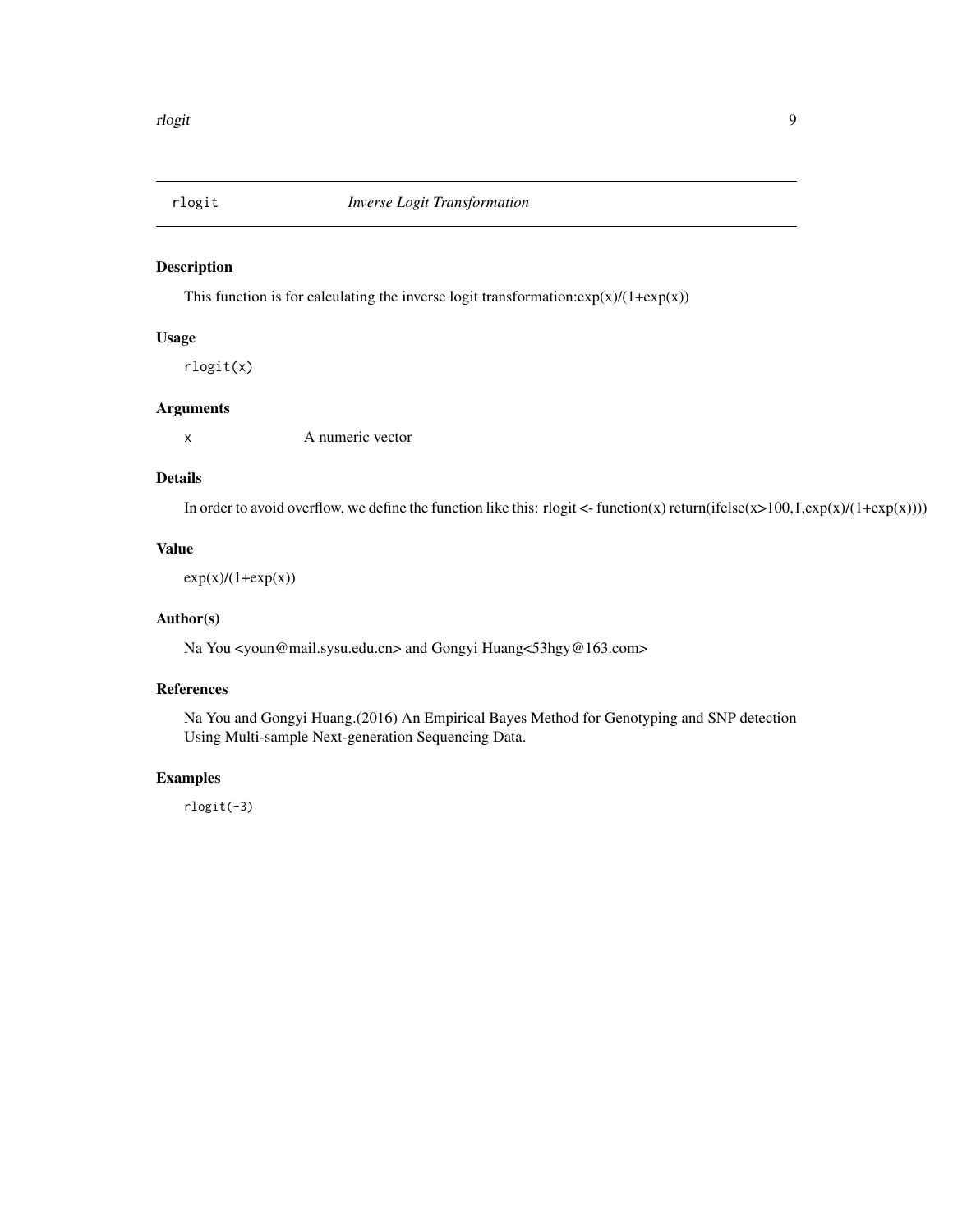# rlogit — *Inverse Logit Transformation*

## Description

This function is for calculating the inverse logit transformation:exp(x)/(1+exp(x))

## Usage

```
rlogit(x)
```

## Arguments

| | |
|---|---|
| x | A numeric vector |

## Details

In order to avoid overflow, we define the function like this: rlogit <- function(x) return(ifelse(x>100,1,exp(x)/(1+exp(x))))

## Value

exp(x)/(1+exp(x))

## Author(s)

Na You <youn@mail.sysu.edu.cn> and Gongyi Huang<53hgy@163.com>

## References

Na You and Gongyi Huang.(2016) An Empirical Bayes Method for Genotyping and SNP detection Using Multi-sample Next-generation Sequencing Data.

## Examples

```
rlogit(-3)
```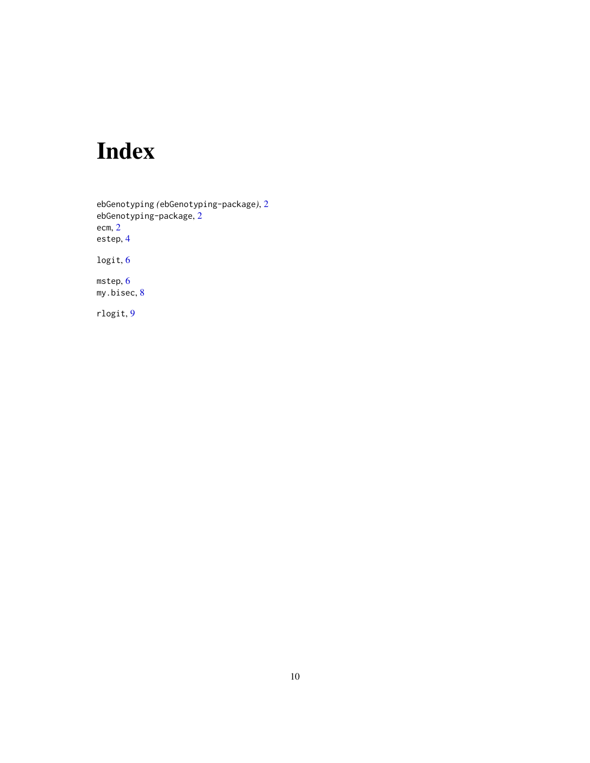# Index

ebGenotyping (ebGenotyping-package), 2
ebGenotyping-package, 2
ecm, 2
estep, 4

logit, 6

mstep, 6
my.bisec, 8

rlogit, 9